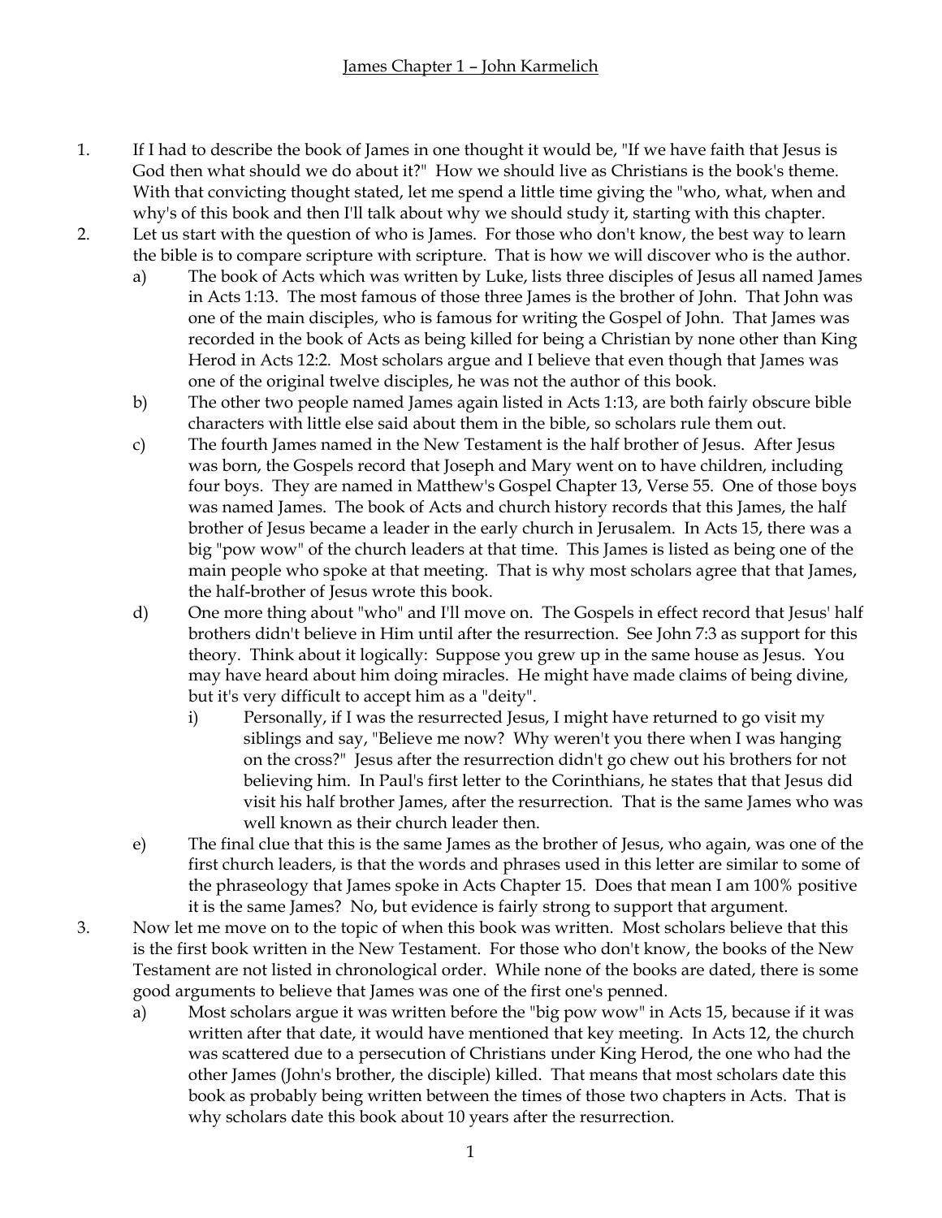# James Chapter 1 – John Karmelich

1. If I had to describe the book of James in one thought it would be, "If we have faith that Jesus is God then what should we do about it?" How we should live as Christians is the book's theme. With that convicting thought stated, let me spend a little time giving the "who, what, when and why's of this book and then I'll talk about why we should study it, starting with this chapter.
2. Let us start with the question of who is James. For those who don't know, the best way to learn the bible is to compare scripture with scripture. That is how we will discover who is the author.
   a) The book of Acts which was written by Luke, lists three disciples of Jesus all named James in Acts 1:13. The most famous of those three James is the brother of John. That John was one of the main disciples, who is famous for writing the Gospel of John. That James was recorded in the book of Acts as being killed for being a Christian by none other than King Herod in Acts 12:2. Most scholars argue and I believe that even though that James was one of the original twelve disciples, he was not the author of this book.
   b) The other two people named James again listed in Acts 1:13, are both fairly obscure bible characters with little else said about them in the bible, so scholars rule them out.
   c) The fourth James named in the New Testament is the half brother of Jesus. After Jesus was born, the Gospels record that Joseph and Mary went on to have children, including four boys. They are named in Matthew's Gospel Chapter 13, Verse 55. One of those boys was named James. The book of Acts and church history records that this James, the half brother of Jesus became a leader in the early church in Jerusalem. In Acts 15, there was a big "pow wow" of the church leaders at that time. This James is listed as being one of the main people who spoke at that meeting. That is why most scholars agree that that James, the half-brother of Jesus wrote this book.
   d) One more thing about "who" and I'll move on. The Gospels in effect record that Jesus' half brothers didn't believe in Him until after the resurrection. See John 7:3 as support for this theory. Think about it logically: Suppose you grew up in the same house as Jesus. You may have heard about him doing miracles. He might have made claims of being divine, but it's very difficult to accept him as a "deity".
      i) Personally, if I was the resurrected Jesus, I might have returned to go visit my siblings and say, "Believe me now? Why weren't you there when I was hanging on the cross?" Jesus after the resurrection didn't go chew out his brothers for not believing him. In Paul's first letter to the Corinthians, he states that that Jesus did visit his half brother James, after the resurrection. That is the same James who was well known as their church leader then.
   e) The final clue that this is the same James as the brother of Jesus, who again, was one of the first church leaders, is that the words and phrases used in this letter are similar to some of the phraseology that James spoke in Acts Chapter 15. Does that mean I am 100% positive it is the same James? No, but evidence is fairly strong to support that argument.
3. Now let me move on to the topic of when this book was written. Most scholars believe that this is the first book written in the New Testament. For those who don't know, the books of the New Testament are not listed in chronological order. While none of the books are dated, there is some good arguments to believe that James was one of the first one's penned.
   a) Most scholars argue it was written before the "big pow wow" in Acts 15, because if it was written after that date, it would have mentioned that key meeting. In Acts 12, the church was scattered due to a persecution of Christians under King Herod, the one who had the other James (John's brother, the disciple) killed. That means that most scholars date this book as probably being written between the times of those two chapters in Acts. That is why scholars date this book about 10 years after the resurrection.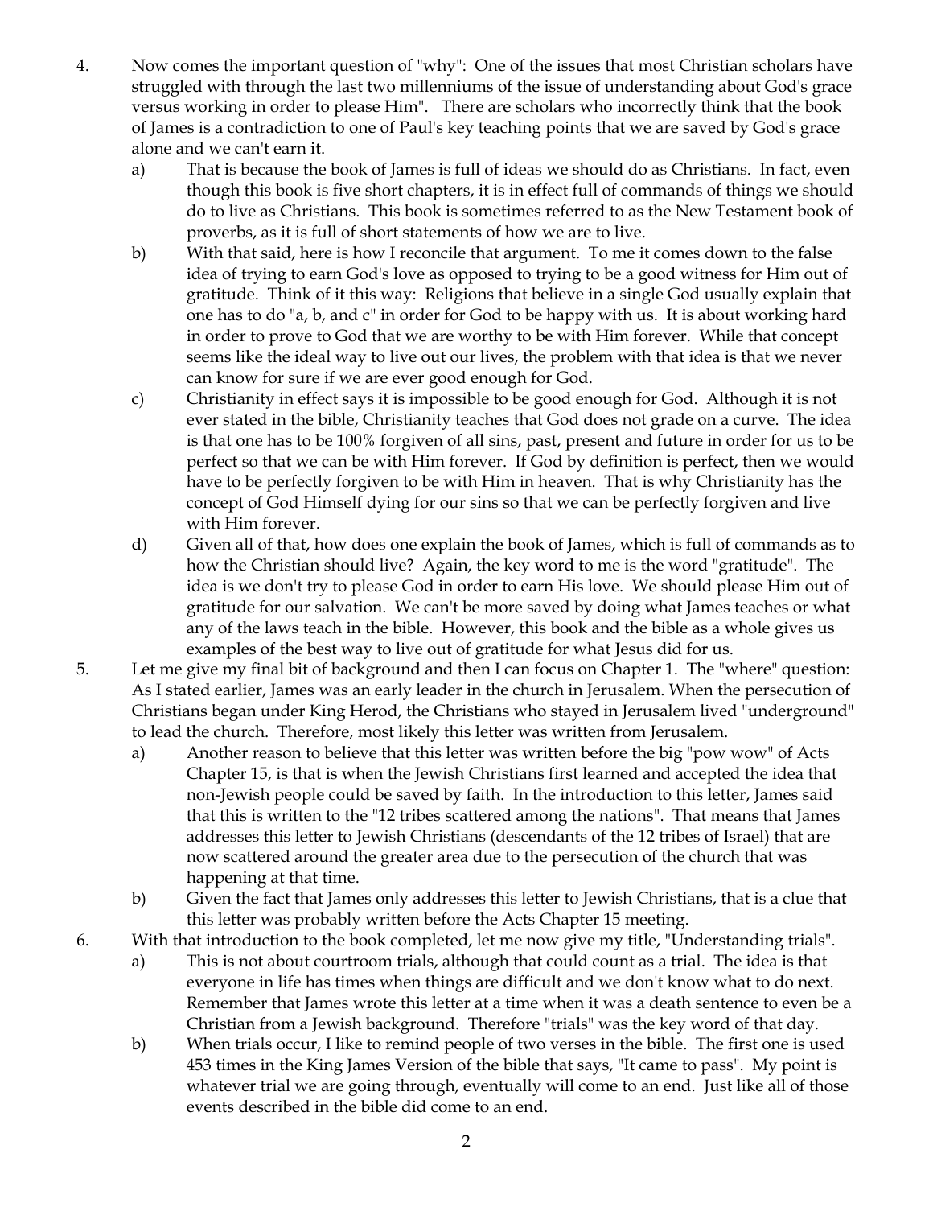4. Now comes the important question of "why": One of the issues that most Christian scholars have struggled with through the last two millenniums of the issue of understanding about God's grace versus working in order to please Him". There are scholars who incorrectly think that the book of James is a contradiction to one of Paul's key teaching points that we are saved by God's grace alone and we can't earn it.
   a) That is because the book of James is full of ideas we should do as Christians. In fact, even though this book is five short chapters, it is in effect full of commands of things we should do to live as Christians. This book is sometimes referred to as the New Testament book of proverbs, as it is full of short statements of how we are to live.
   b) With that said, here is how I reconcile that argument. To me it comes down to the false idea of trying to earn God's love as opposed to trying to be a good witness for Him out of gratitude. Think of it this way: Religions that believe in a single God usually explain that one has to do "a, b, and c" in order for God to be happy with us. It is about working hard in order to prove to God that we are worthy to be with Him forever. While that concept seems like the ideal way to live out our lives, the problem with that idea is that we never can know for sure if we are ever good enough for God.
   c) Christianity in effect says it is impossible to be good enough for God. Although it is not ever stated in the bible, Christianity teaches that God does not grade on a curve. The idea is that one has to be 100% forgiven of all sins, past, present and future in order for us to be perfect so that we can be with Him forever. If God by definition is perfect, then we would have to be perfectly forgiven to be with Him in heaven. That is why Christianity has the concept of God Himself dying for our sins so that we can be perfectly forgiven and live with Him forever.
   d) Given all of that, how does one explain the book of James, which is full of commands as to how the Christian should live? Again, the key word to me is the word "gratitude". The idea is we don't try to please God in order to earn His love. We should please Him out of gratitude for our salvation. We can't be more saved by doing what James teaches or what any of the laws teach in the bible. However, this book and the bible as a whole gives us examples of the best way to live out of gratitude for what Jesus did for us.
5. Let me give my final bit of background and then I can focus on Chapter 1. The "where" question: As I stated earlier, James was an early leader in the church in Jerusalem. When the persecution of Christians began under King Herod, the Christians who stayed in Jerusalem lived "underground" to lead the church. Therefore, most likely this letter was written from Jerusalem.
   a) Another reason to believe that this letter was written before the big "pow wow" of Acts Chapter 15, is that is when the Jewish Christians first learned and accepted the idea that non-Jewish people could be saved by faith. In the introduction to this letter, James said that this is written to the "12 tribes scattered among the nations". That means that James addresses this letter to Jewish Christians (descendants of the 12 tribes of Israel) that are now scattered around the greater area due to the persecution of the church that was happening at that time.
   b) Given the fact that James only addresses this letter to Jewish Christians, that is a clue that this letter was probably written before the Acts Chapter 15 meeting.
6. With that introduction to the book completed, let me now give my title, "Understanding trials".
   a) This is not about courtroom trials, although that could count as a trial. The idea is that everyone in life has times when things are difficult and we don't know what to do next. Remember that James wrote this letter at a time when it was a death sentence to even be a Christian from a Jewish background. Therefore "trials" was the key word of that day.
   b) When trials occur, I like to remind people of two verses in the bible. The first one is used 453 times in the King James Version of the bible that says, "It came to pass". My point is whatever trial we are going through, eventually will come to an end. Just like all of those events described in the bible did come to an end.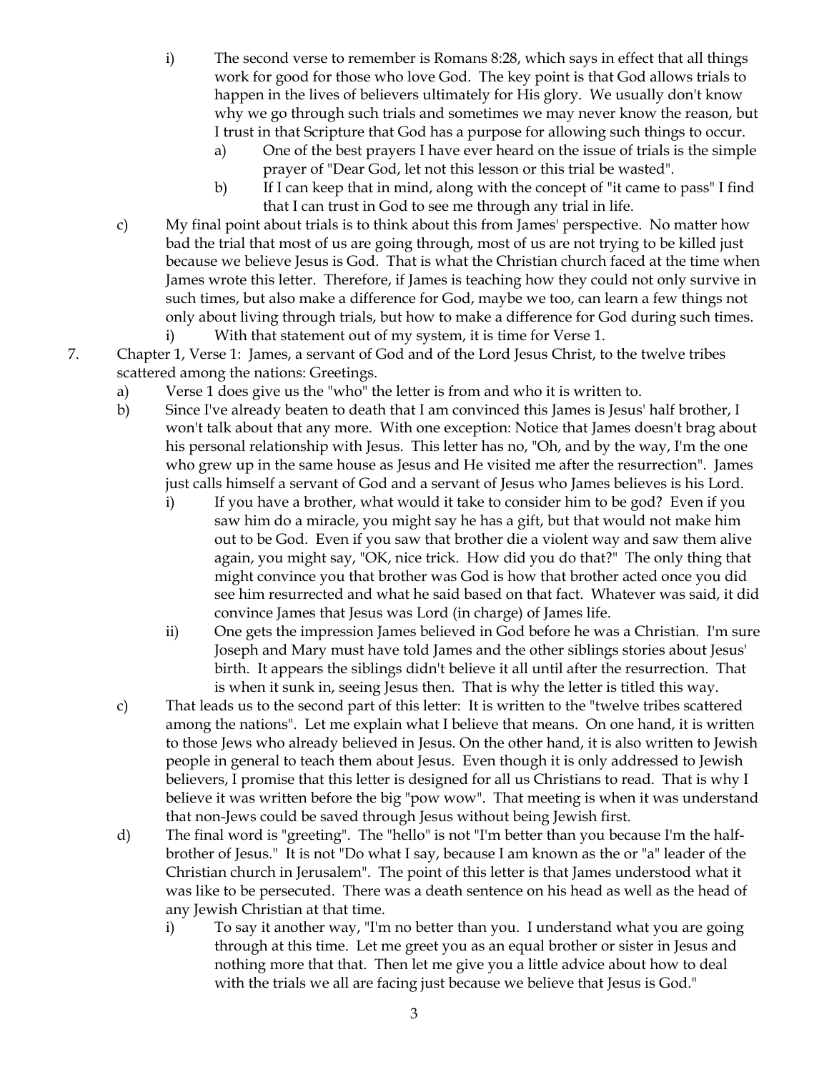i) The second verse to remember is Romans 8:28, which says in effect that all things work for good for those who love God. The key point is that God allows trials to happen in the lives of believers ultimately for His glory. We usually don't know why we go through such trials and sometimes we may never know the reason, but I trust in that Scripture that God has a purpose for allowing such things to occur.

   a) One of the best prayers I have ever heard on the issue of trials is the simple prayer of "Dear God, let not this lesson or this trial be wasted".

   b) If I can keep that in mind, along with the concept of "it came to pass" I find that I can trust in God to see me through any trial in life.

c) My final point about trials is to think about this from James' perspective. No matter how bad the trial that most of us are going through, most of us are not trying to be killed just because we believe Jesus is God. That is what the Christian church faced at the time when James wrote this letter. Therefore, if James is teaching how they could not only survive in such times, but also make a difference for God, maybe we too, can learn a few things not only about living through trials, but how to make a difference for God during such times.

   i) With that statement out of my system, it is time for Verse 1.

7. Chapter 1, Verse 1: James, a servant of God and of the Lord Jesus Christ, to the twelve tribes scattered among the nations: Greetings.

   a) Verse 1 does give us the "who" the letter is from and who it is written to.

   b) Since I've already beaten to death that I am convinced this James is Jesus' half brother, I won't talk about that any more. With one exception: Notice that James doesn't brag about his personal relationship with Jesus. This letter has no, "Oh, and by the way, I'm the one who grew up in the same house as Jesus and He visited me after the resurrection". James just calls himself a servant of God and a servant of Jesus who James believes is his Lord.

      i) If you have a brother, what would it take to consider him to be god? Even if you saw him do a miracle, you might say he has a gift, but that would not make him out to be God. Even if you saw that brother die a violent way and saw them alive again, you might say, "OK, nice trick. How did you do that?" The only thing that might convince you that brother was God is how that brother acted once you did see him resurrected and what he said based on that fact. Whatever was said, it did convince James that Jesus was Lord (in charge) of James life.

      ii) One gets the impression James believed in God before he was a Christian. I'm sure Joseph and Mary must have told James and the other siblings stories about Jesus' birth. It appears the siblings didn't believe it all until after the resurrection. That is when it sunk in, seeing Jesus then. That is why the letter is titled this way.

   c) That leads us to the second part of this letter: It is written to the "twelve tribes scattered among the nations". Let me explain what I believe that means. On one hand, it is written to those Jews who already believed in Jesus. On the other hand, it is also written to Jewish people in general to teach them about Jesus. Even though it is only addressed to Jewish believers, I promise that this letter is designed for all us Christians to read. That is why I believe it was written before the big "pow wow". That meeting is when it was understand that non-Jews could be saved through Jesus without being Jewish first.

   d) The final word is "greeting". The "hello" is not "I'm better than you because I'm the half-brother of Jesus." It is not "Do what I say, because I am known as the or "a" leader of the Christian church in Jerusalem". The point of this letter is that James understood what it was like to be persecuted. There was a death sentence on his head as well as the head of any Jewish Christian at that time.

      i) To say it another way, "I'm no better than you. I understand what you are going through at this time. Let me greet you as an equal brother or sister in Jesus and nothing more that that. Then let me give you a little advice about how to deal with the trials we all are facing just because we believe that Jesus is God."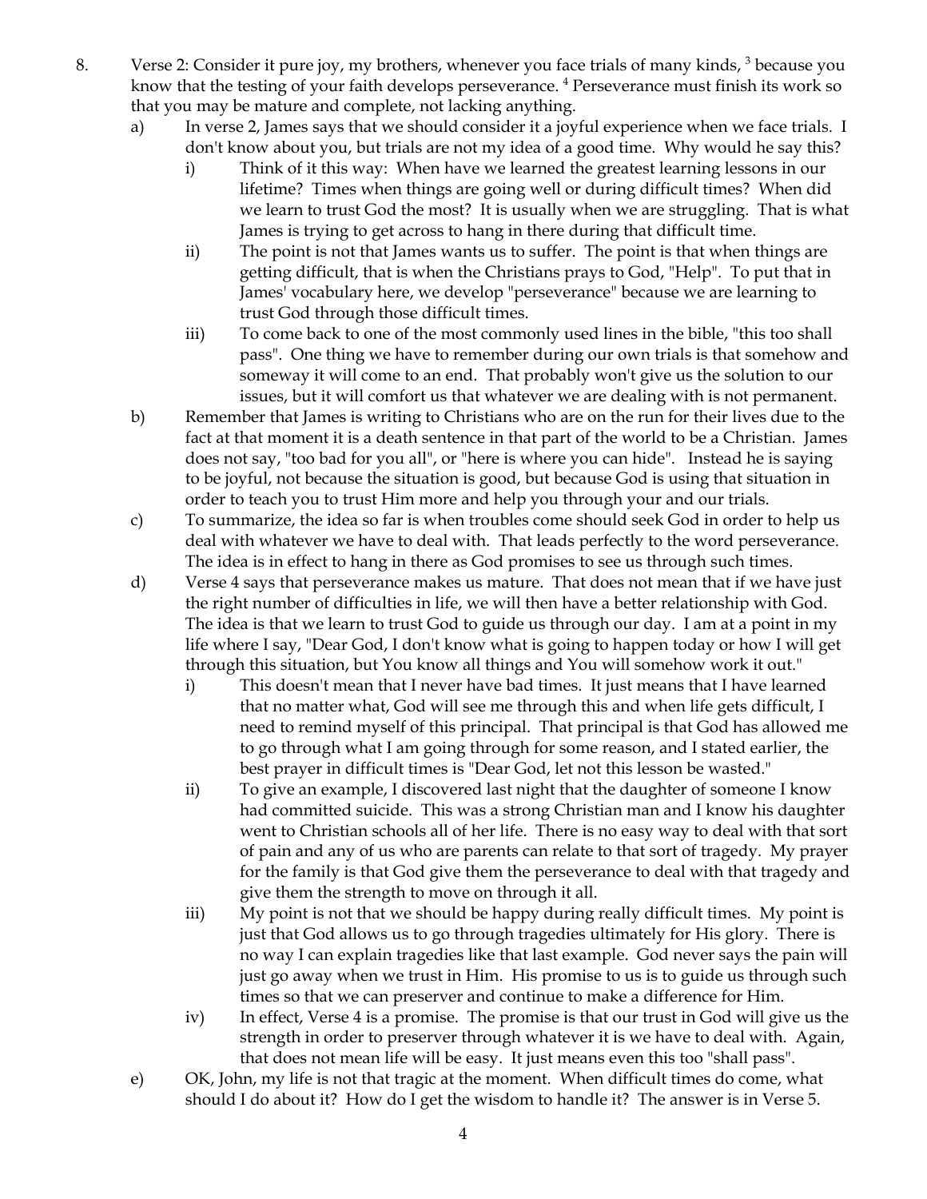8. Verse 2: Consider it pure joy, my brothers, whenever you face trials of many kinds, [3] because you know that the testing of your faith develops perseverance. [4] Perseverance must finish its work so that you may be mature and complete, not lacking anything.
   a) In verse 2, James says that we should consider it a joyful experience when we face trials. I don't know about you, but trials are not my idea of a good time. Why would he say this?
      i) Think of it this way: When have we learned the greatest learning lessons in our lifetime? Times when things are going well or during difficult times? When did we learn to trust God the most? It is usually when we are struggling. That is what James is trying to get across to hang in there during that difficult time.
      ii) The point is not that James wants us to suffer. The point is that when things are getting difficult, that is when the Christians prays to God, "Help". To put that in James' vocabulary here, we develop "perseverance" because we are learning to trust God through those difficult times.
      iii) To come back to one of the most commonly used lines in the bible, "this too shall pass". One thing we have to remember during our own trials is that somehow and someway it will come to an end. That probably won't give us the solution to our issues, but it will comfort us that whatever we are dealing with is not permanent.
   b) Remember that James is writing to Christians who are on the run for their lives due to the fact at that moment it is a death sentence in that part of the world to be a Christian. James does not say, "too bad for you all", or "here is where you can hide". Instead he is saying to be joyful, not because the situation is good, but because God is using that situation in order to teach you to trust Him more and help you through your and our trials.
   c) To summarize, the idea so far is when troubles come should seek God in order to help us deal with whatever we have to deal with. That leads perfectly to the word perseverance. The idea is in effect to hang in there as God promises to see us through such times.
   d) Verse 4 says that perseverance makes us mature. That does not mean that if we have just the right number of difficulties in life, we will then have a better relationship with God. The idea is that we learn to trust God to guide us through our day. I am at a point in my life where I say, "Dear God, I don't know what is going to happen today or how I will get through this situation, but You know all things and You will somehow work it out."
      i) This doesn't mean that I never have bad times. It just means that I have learned that no matter what, God will see me through this and when life gets difficult, I need to remind myself of this principal. That principal is that God has allowed me to go through what I am going through for some reason, and I stated earlier, the best prayer in difficult times is "Dear God, let not this lesson be wasted."
      ii) To give an example, I discovered last night that the daughter of someone I know had committed suicide. This was a strong Christian man and I know his daughter went to Christian schools all of her life. There is no easy way to deal with that sort of pain and any of us who are parents can relate to that sort of tragedy. My prayer for the family is that God give them the perseverance to deal with that tragedy and give them the strength to move on through it all.
      iii) My point is not that we should be happy during really difficult times. My point is just that God allows us to go through tragedies ultimately for His glory. There is no way I can explain tragedies like that last example. God never says the pain will just go away when we trust in Him. His promise to us is to guide us through such times so that we can preserver and continue to make a difference for Him.
      iv) In effect, Verse 4 is a promise. The promise is that our trust in God will give us the strength in order to preserver through whatever it is we have to deal with. Again, that does not mean life will be easy. It just means even this too "shall pass".
   e) OK, John, my life is not that tragic at the moment. When difficult times do come, what should I do about it? How do I get the wisdom to handle it? The answer is in Verse 5.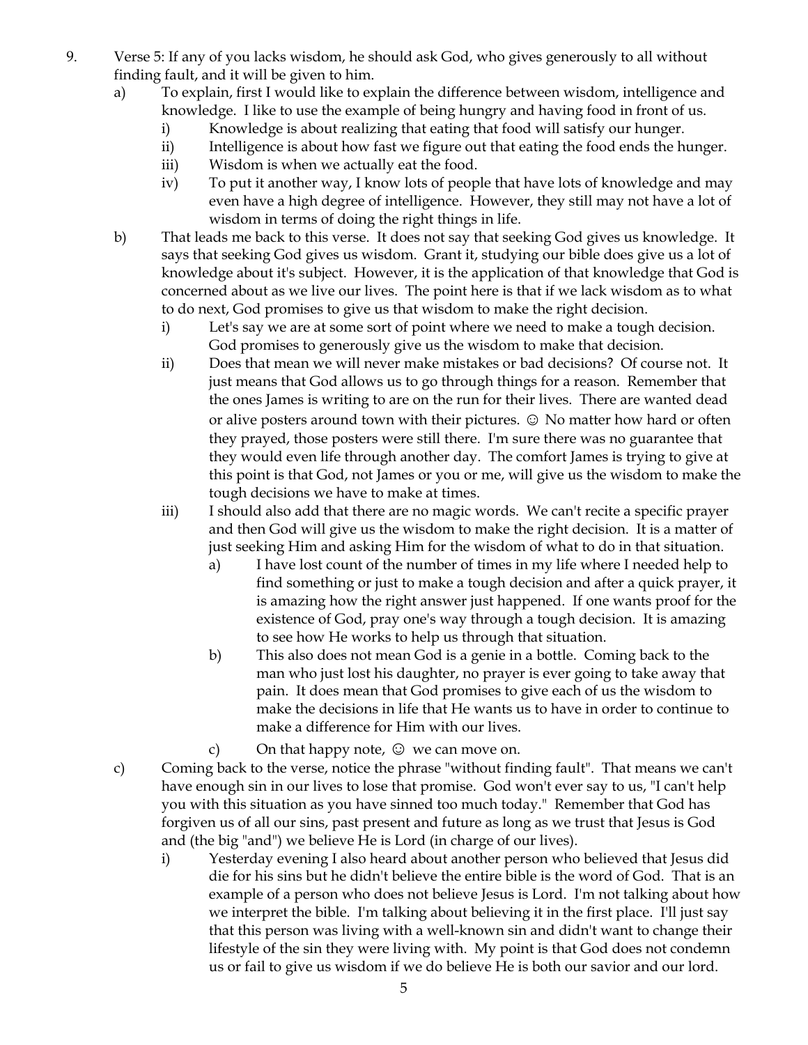9. Verse 5: If any of you lacks wisdom, he should ask God, who gives generously to all without finding fault, and it will be given to him.

   a) To explain, first I would like to explain the difference between wisdom, intelligence and knowledge. I like to use the example of being hungry and having food in front of us.

      i) Knowledge is about realizing that eating that food will satisfy our hunger.

      ii) Intelligence is about how fast we figure out that eating the food ends the hunger.

      iii) Wisdom is when we actually eat the food.

      iv) To put it another way, I know lots of people that have lots of knowledge and may even have a high degree of intelligence. However, they still may not have a lot of wisdom in terms of doing the right things in life.

   b) That leads me back to this verse. It does not say that seeking God gives us knowledge. It says that seeking God gives us wisdom. Grant it, studying our bible does give us a lot of knowledge about it's subject. However, it is the application of that knowledge that God is concerned about as we live our lives. The point here is that if we lack wisdom as to what to do next, God promises to give us that wisdom to make the right decision.

      i) Let's say we are at some sort of point where we need to make a tough decision. God promises to generously give us the wisdom to make that decision.

      ii) Does that mean we will never make mistakes or bad decisions? Of course not. It just means that God allows us to go through things for a reason. Remember that the ones James is writing to are on the run for their lives. There are wanted dead or alive posters around town with their pictures. ☺ No matter how hard or often they prayed, those posters were still there. I'm sure there was no guarantee that they would even life through another day. The comfort James is trying to give at this point is that God, not James or you or me, will give us the wisdom to make the tough decisions we have to make at times.

      iii) I should also add that there are no magic words. We can't recite a specific prayer and then God will give us the wisdom to make the right decision. It is a matter of just seeking Him and asking Him for the wisdom of what to do in that situation.

         a) I have lost count of the number of times in my life where I needed help to find something or just to make a tough decision and after a quick prayer, it is amazing how the right answer just happened. If one wants proof for the existence of God, pray one's way through a tough decision. It is amazing to see how He works to help us through that situation.

         b) This also does not mean God is a genie in a bottle. Coming back to the man who just lost his daughter, no prayer is ever going to take away that pain. It does mean that God promises to give each of us the wisdom to make the decisions in life that He wants us to have in order to continue to make a difference for Him with our lives.

         c) On that happy note, ☺ we can move on.

   c) Coming back to the verse, notice the phrase "without finding fault". That means we can't have enough sin in our lives to lose that promise. God won't ever say to us, "I can't help you with this situation as you have sinned too much today." Remember that God has forgiven us of all our sins, past present and future as long as we trust that Jesus is God and (the big "and") we believe He is Lord (in charge of our lives).

      i) Yesterday evening I also heard about another person who believed that Jesus did die for his sins but he didn't believe the entire bible is the word of God. That is an example of a person who does not believe Jesus is Lord. I'm not talking about how we interpret the bible. I'm talking about believing it in the first place. I'll just say that this person was living with a well-known sin and didn't want to change their lifestyle of the sin they were living with. My point is that God does not condemn us or fail to give us wisdom if we do believe He is both our savior and our lord.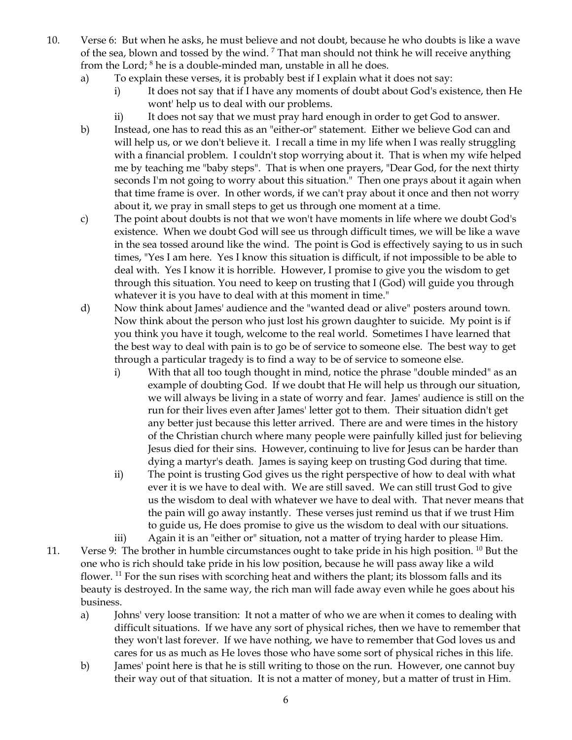10. Verse 6: But when he asks, he must believe and not doubt, because he who doubts is like a wave of the sea, blown and tossed by the wind. [7] That man should not think he will receive anything from the Lord; [8] he is a double-minded man, unstable in all he does.
    a) To explain these verses, it is probably best if I explain what it does not say:
        i) It does not say that if I have any moments of doubt about God's existence, then He wont' help us to deal with our problems.
        ii) It does not say that we must pray hard enough in order to get God to answer.
    b) Instead, one has to read this as an "either-or" statement. Either we believe God can and will help us, or we don't believe it. I recall a time in my life when I was really struggling with a financial problem. I couldn't stop worrying about it. That is when my wife helped me by teaching me "baby steps". That is when one prayers, "Dear God, for the next thirty seconds I'm not going to worry about this situation." Then one prays about it again when that time frame is over. In other words, if we can't pray about it once and then not worry about it, we pray in small steps to get us through one moment at a time.
    c) The point about doubts is not that we won't have moments in life where we doubt God's existence. When we doubt God will see us through difficult times, we will be like a wave in the sea tossed around like the wind. The point is God is effectively saying to us in such times, "Yes I am here. Yes I know this situation is difficult, if not impossible to be able to deal with. Yes I know it is horrible. However, I promise to give you the wisdom to get through this situation. You need to keep on trusting that I (God) will guide you through whatever it is you have to deal with at this moment in time."
    d) Now think about James' audience and the "wanted dead or alive" posters around town. Now think about the person who just lost his grown daughter to suicide. My point is if you think you have it tough, welcome to the real world. Sometimes I have learned that the best way to deal with pain is to go be of service to someone else. The best way to get through a particular tragedy is to find a way to be of service to someone else.
        i) With that all too tough thought in mind, notice the phrase "double minded" as an example of doubting God. If we doubt that He will help us through our situation, we will always be living in a state of worry and fear. James' audience is still on the run for their lives even after James' letter got to them. Their situation didn't get any better just because this letter arrived. There are and were times in the history of the Christian church where many people were painfully killed just for believing Jesus died for their sins. However, continuing to live for Jesus can be harder than dying a martyr's death. James is saying keep on trusting God during that time.
        ii) The point is trusting God gives us the right perspective of how to deal with what ever it is we have to deal with. We are still saved. We can still trust God to give us the wisdom to deal with whatever we have to deal with. That never means that the pain will go away instantly. These verses just remind us that if we trust Him to guide us, He does promise to give us the wisdom to deal with our situations.
        iii) Again it is an "either or" situation, not a matter of trying harder to please Him.
11. Verse 9: The brother in humble circumstances ought to take pride in his high position. [10] But the one who is rich should take pride in his low position, because he will pass away like a wild flower. [11] For the sun rises with scorching heat and withers the plant; its blossom falls and its beauty is destroyed. In the same way, the rich man will fade away even while he goes about his business.
    a) Johns' very loose transition: It not a matter of who we are when it comes to dealing with difficult situations. If we have any sort of physical riches, then we have to remember that they won't last forever. If we have nothing, we have to remember that God loves us and cares for us as much as He loves those who have some sort of physical riches in this life.
    b) James' point here is that he is still writing to those on the run. However, one cannot buy their way out of that situation. It is not a matter of money, but a matter of trust in Him.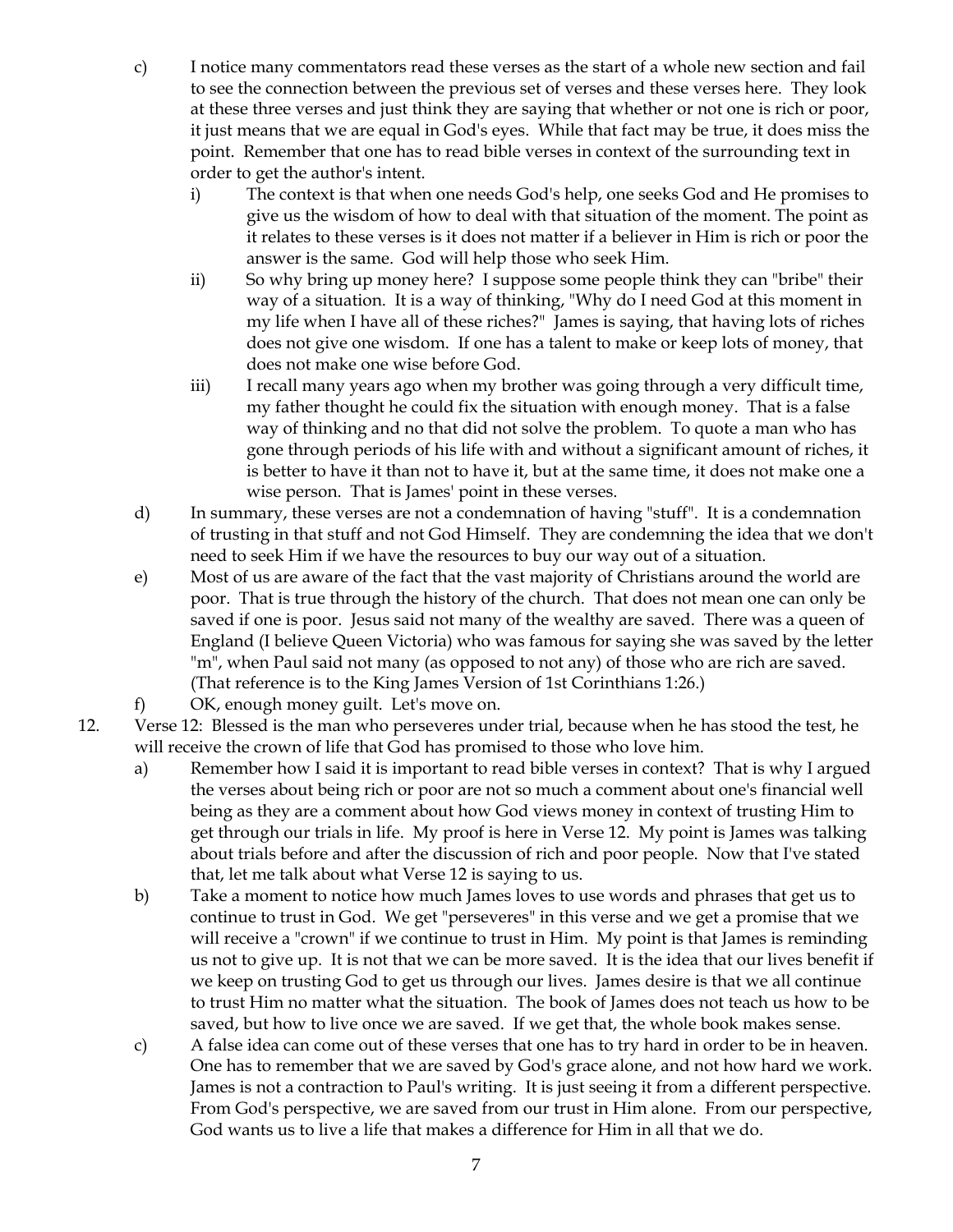c) I notice many commentators read these verses as the start of a whole new section and fail to see the connection between the previous set of verses and these verses here. They look at these three verses and just think they are saying that whether or not one is rich or poor, it just means that we are equal in God's eyes. While that fact may be true, it does miss the point. Remember that one has to read bible verses in context of the surrounding text in order to get the author's intent.

   i) The context is that when one needs God's help, one seeks God and He promises to give us the wisdom of how to deal with that situation of the moment. The point as it relates to these verses is it does not matter if a believer in Him is rich or poor the answer is the same. God will help those who seek Him.

   ii) So why bring up money here? I suppose some people think they can "bribe" their way of a situation. It is a way of thinking, "Why do I need God at this moment in my life when I have all of these riches?" James is saying, that having lots of riches does not give one wisdom. If one has a talent to make or keep lots of money, that does not make one wise before God.

   iii) I recall many years ago when my brother was going through a very difficult time, my father thought he could fix the situation with enough money. That is a false way of thinking and no that did not solve the problem. To quote a man who has gone through periods of his life with and without a significant amount of riches, it is better to have it than not to have it, but at the same time, it does not make one a wise person. That is James' point in these verses.

d) In summary, these verses are not a condemnation of having "stuff". It is a condemnation of trusting in that stuff and not God Himself. They are condemning the idea that we don't need to seek Him if we have the resources to buy our way out of a situation.

e) Most of us are aware of the fact that the vast majority of Christians around the world are poor. That is true through the history of the church. That does not mean one can only be saved if one is poor. Jesus said not many of the wealthy are saved. There was a queen of England (I believe Queen Victoria) who was famous for saying she was saved by the letter "m", when Paul said not many (as opposed to not any) of those who are rich are saved. (That reference is to the King James Version of 1st Corinthians 1:26.)

f) OK, enough money guilt. Let's move on.

12. Verse 12: Blessed is the man who perseveres under trial, because when he has stood the test, he will receive the crown of life that God has promised to those who love him.

   a) Remember how I said it is important to read bible verses in context? That is why I argued the verses about being rich or poor are not so much a comment about one's financial well being as they are a comment about how God views money in context of trusting Him to get through our trials in life. My proof is here in Verse 12. My point is James was talking about trials before and after the discussion of rich and poor people. Now that I've stated that, let me talk about what Verse 12 is saying to us.

   b) Take a moment to notice how much James loves to use words and phrases that get us to continue to trust in God. We get "perseveres" in this verse and we get a promise that we will receive a "crown" if we continue to trust in Him. My point is that James is reminding us not to give up. It is not that we can be more saved. It is the idea that our lives benefit if we keep on trusting God to get us through our lives. James desire is that we all continue to trust Him no matter what the situation. The book of James does not teach us how to be saved, but how to live once we are saved. If we get that, the whole book makes sense.

   c) A false idea can come out of these verses that one has to try hard in order to be in heaven. One has to remember that we are saved by God's grace alone, and not how hard we work. James is not a contraction to Paul's writing. It is just seeing it from a different perspective. From God's perspective, we are saved from our trust in Him alone. From our perspective, God wants us to live a life that makes a difference for Him in all that we do.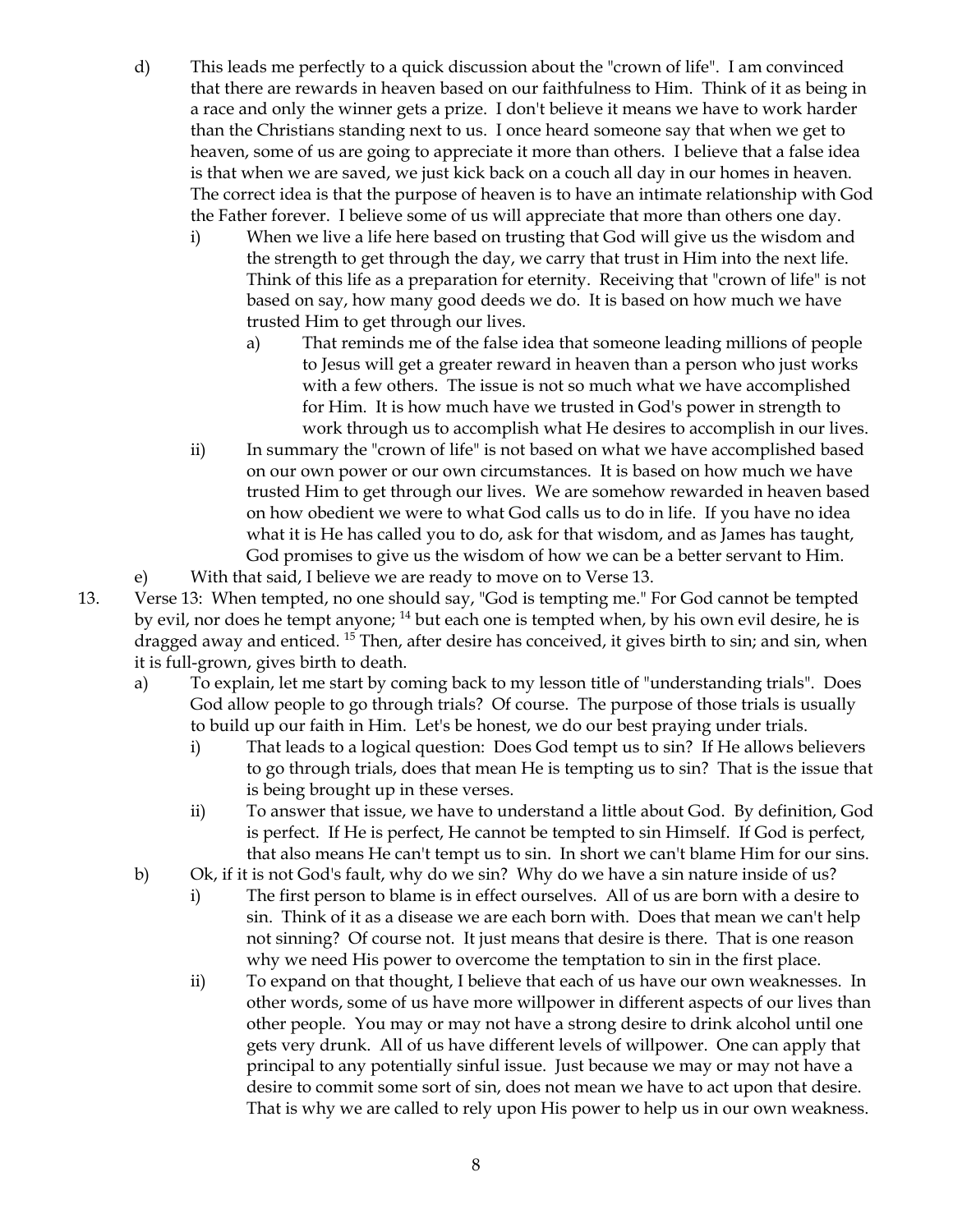d) This leads me perfectly to a quick discussion about the "crown of life". I am convinced that there are rewards in heaven based on our faithfulness to Him. Think of it as being in a race and only the winner gets a prize. I don't believe it means we have to work harder than the Christians standing next to us. I once heard someone say that when we get to heaven, some of us are going to appreciate it more than others. I believe that a false idea is that when we are saved, we just kick back on a couch all day in our homes in heaven. The correct idea is that the purpose of heaven is to have an intimate relationship with God the Father forever. I believe some of us will appreciate that more than others one day.

   i) When we live a life here based on trusting that God will give us the wisdom and the strength to get through the day, we carry that trust in Him into the next life. Think of this life as a preparation for eternity. Receiving that "crown of life" is not based on say, how many good deeds we do. It is based on how much we have trusted Him to get through our lives.

      a) That reminds me of the false idea that someone leading millions of people to Jesus will get a greater reward in heaven than a person who just works with a few others. The issue is not so much what we have accomplished for Him. It is how much have we trusted in God's power in strength to work through us to accomplish what He desires to accomplish in our lives.

   ii) In summary the "crown of life" is not based on what we have accomplished based on our own power or our own circumstances. It is based on how much we have trusted Him to get through our lives. We are somehow rewarded in heaven based on how obedient we were to what God calls us to do in life. If you have no idea what it is He has called you to do, ask for that wisdom, and as James has taught, God promises to give us the wisdom of how we can be a better servant to Him.

e) With that said, I believe we are ready to move on to Verse 13.

13. Verse 13: When tempted, no one should say, "God is tempting me." For God cannot be tempted by evil, nor does he tempt anyone; [14] but each one is tempted when, by his own evil desire, he is dragged away and enticed. [15] Then, after desire has conceived, it gives birth to sin; and sin, when it is full-grown, gives birth to death.

a) To explain, let me start by coming back to my lesson title of "understanding trials". Does God allow people to go through trials? Of course. The purpose of those trials is usually to build up our faith in Him. Let's be honest, we do our best praying under trials.

   i) That leads to a logical question: Does God tempt us to sin? If He allows believers to go through trials, does that mean He is tempting us to sin? That is the issue that is being brought up in these verses.

   ii) To answer that issue, we have to understand a little about God. By definition, God is perfect. If He is perfect, He cannot be tempted to sin Himself. If God is perfect, that also means He can't tempt us to sin. In short we can't blame Him for our sins.

b) Ok, if it is not God's fault, why do we sin? Why do we have a sin nature inside of us?

   i) The first person to blame is in effect ourselves. All of us are born with a desire to sin. Think of it as a disease we are each born with. Does that mean we can't help not sinning? Of course not. It just means that desire is there. That is one reason why we need His power to overcome the temptation to sin in the first place.

   ii) To expand on that thought, I believe that each of us have our own weaknesses. In other words, some of us have more willpower in different aspects of our lives than other people. You may or may not have a strong desire to drink alcohol until one gets very drunk. All of us have different levels of willpower. One can apply that principal to any potentially sinful issue. Just because we may or may not have a desire to commit some sort of sin, does not mean we have to act upon that desire. That is why we are called to rely upon His power to help us in our own weakness.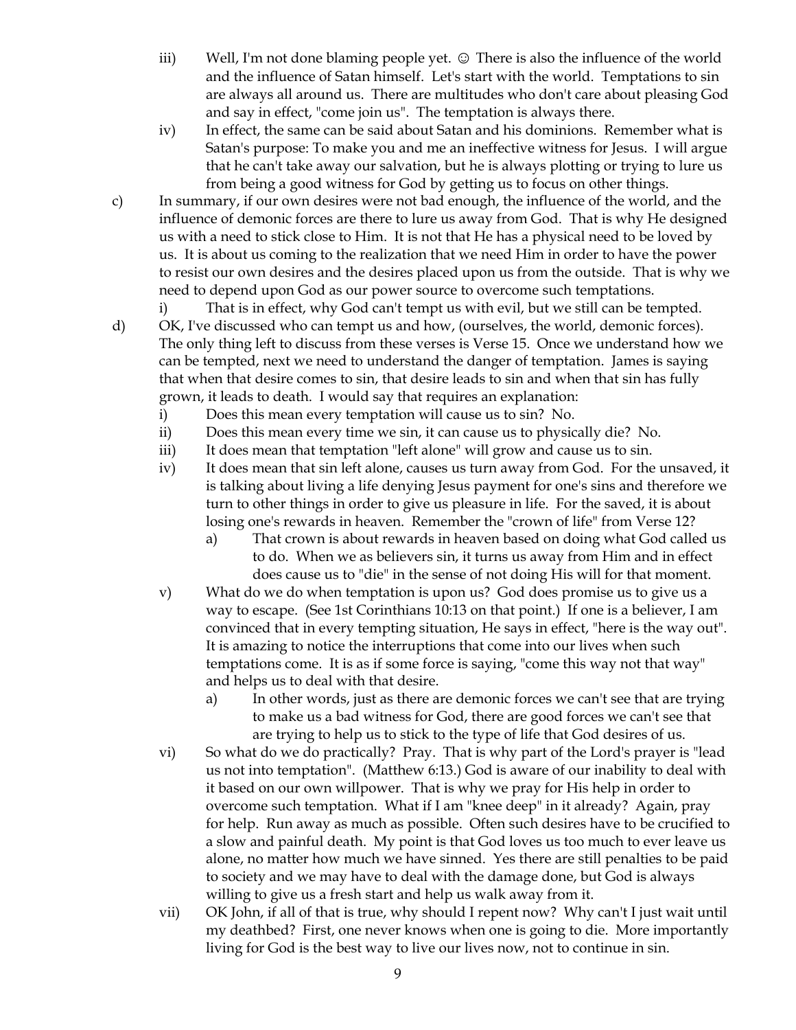iii) Well, I'm not done blaming people yet. ☺ There is also the influence of the world and the influence of Satan himself. Let's start with the world. Temptations to sin are always all around us. There are multitudes who don't care about pleasing God and say in effect, "come join us". The temptation is always there.

iv) In effect, the same can be said about Satan and his dominions. Remember what is Satan's purpose: To make you and me an ineffective witness for Jesus. I will argue that he can't take away our salvation, but he is always plotting or trying to lure us from being a good witness for God by getting us to focus on other things.

c) In summary, if our own desires were not bad enough, the influence of the world, and the influence of demonic forces are there to lure us away from God. That is why He designed us with a need to stick close to Him. It is not that He has a physical need to be loved by us. It is about us coming to the realization that we need Him in order to have the power to resist our own desires and the desires placed upon us from the outside. That is why we need to depend upon God as our power source to overcome such temptations.

   i) That is in effect, why God can't tempt us with evil, but we still can be tempted.

d) OK, I've discussed who can tempt us and how, (ourselves, the world, demonic forces). The only thing left to discuss from these verses is Verse 15. Once we understand how we can be tempted, next we need to understand the danger of temptation. James is saying that when that desire comes to sin, that desire leads to sin and when that sin has fully grown, it leads to death. I would say that requires an explanation:

   i) Does this mean every temptation will cause us to sin? No.

   ii) Does this mean every time we sin, it can cause us to physically die? No.

   iii) It does mean that temptation "left alone" will grow and cause us to sin.

   iv) It does mean that sin left alone, causes us turn away from God. For the unsaved, it is talking about living a life denying Jesus payment for one's sins and therefore we turn to other things in order to give us pleasure in life. For the saved, it is about losing one's rewards in heaven. Remember the "crown of life" from Verse 12?

      a) That crown is about rewards in heaven based on doing what God called us to do. When we as believers sin, it turns us away from Him and in effect does cause us to "die" in the sense of not doing His will for that moment.

   v) What do we do when temptation is upon us? God does promise us to give us a way to escape. (See 1st Corinthians 10:13 on that point.) If one is a believer, I am convinced that in every tempting situation, He says in effect, "here is the way out". It is amazing to notice the interruptions that come into our lives when such temptations come. It is as if some force is saying, "come this way not that way" and helps us to deal with that desire.

      a) In other words, just as there are demonic forces we can't see that are trying to make us a bad witness for God, there are good forces we can't see that are trying to help us to stick to the type of life that God desires of us.

   vi) So what do we do practically? Pray. That is why part of the Lord's prayer is "lead us not into temptation". (Matthew 6:13.) God is aware of our inability to deal with it based on our own willpower. That is why we pray for His help in order to overcome such temptation. What if I am "knee deep" in it already? Again, pray for help. Run away as much as possible. Often such desires have to be crucified to a slow and painful death. My point is that God loves us too much to ever leave us alone, no matter how much we have sinned. Yes there are still penalties to be paid to society and we may have to deal with the damage done, but God is always willing to give us a fresh start and help us walk away from it.

   vii) OK John, if all of that is true, why should I repent now? Why can't I just wait until my deathbed? First, one never knows when one is going to die. More importantly living for God is the best way to live our lives now, not to continue in sin.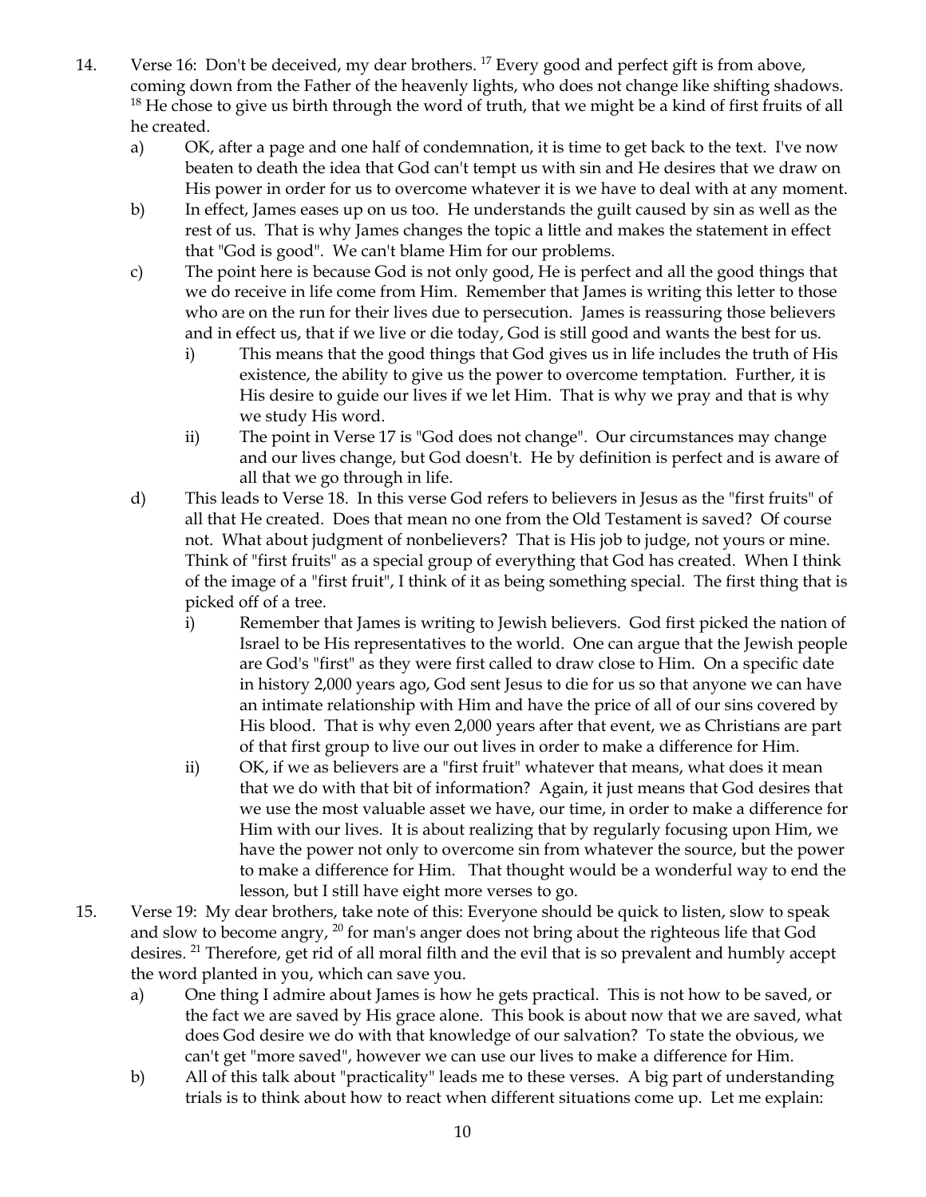14. Verse 16: Don't be deceived, my dear brothers. [17] Every good and perfect gift is from above, coming down from the Father of the heavenly lights, who does not change like shifting shadows. [18] He chose to give us birth through the word of truth, that we might be a kind of first fruits of all he created.
    a) OK, after a page and one half of condemnation, it is time to get back to the text. I've now beaten to death the idea that God can't tempt us with sin and He desires that we draw on His power in order for us to overcome whatever it is we have to deal with at any moment.
    b) In effect, James eases up on us too. He understands the guilt caused by sin as well as the rest of us. That is why James changes the topic a little and makes the statement in effect that "God is good". We can't blame Him for our problems.
    c) The point here is because God is not only good, He is perfect and all the good things that we do receive in life come from Him. Remember that James is writing this letter to those who are on the run for their lives due to persecution. James is reassuring those believers and in effect us, that if we live or die today, God is still good and wants the best for us.
        i) This means that the good things that God gives us in life includes the truth of His existence, the ability to give us the power to overcome temptation. Further, it is His desire to guide our lives if we let Him. That is why we pray and that is why we study His word.
        ii) The point in Verse 17 is "God does not change". Our circumstances may change and our lives change, but God doesn't. He by definition is perfect and is aware of all that we go through in life.
    d) This leads to Verse 18. In this verse God refers to believers in Jesus as the "first fruits" of all that He created. Does that mean no one from the Old Testament is saved? Of course not. What about judgment of nonbelievers? That is His job to judge, not yours or mine. Think of "first fruits" as a special group of everything that God has created. When I think of the image of a "first fruit", I think of it as being something special. The first thing that is picked off of a tree.
        i) Remember that James is writing to Jewish believers. God first picked the nation of Israel to be His representatives to the world. One can argue that the Jewish people are God's "first" as they were first called to draw close to Him. On a specific date in history 2,000 years ago, God sent Jesus to die for us so that anyone we can have an intimate relationship with Him and have the price of all of our sins covered by His blood. That is why even 2,000 years after that event, we as Christians are part of that first group to live our out lives in order to make a difference for Him.
        ii) OK, if we as believers are a "first fruit" whatever that means, what does it mean that we do with that bit of information? Again, it just means that God desires that we use the most valuable asset we have, our time, in order to make a difference for Him with our lives. It is about realizing that by regularly focusing upon Him, we have the power not only to overcome sin from whatever the source, but the power to make a difference for Him. That thought would be a wonderful way to end the lesson, but I still have eight more verses to go.
15. Verse 19: My dear brothers, take note of this: Everyone should be quick to listen, slow to speak and slow to become angry, [20] for man's anger does not bring about the righteous life that God desires. [21] Therefore, get rid of all moral filth and the evil that is so prevalent and humbly accept the word planted in you, which can save you.
    a) One thing I admire about James is how he gets practical. This is not how to be saved, or the fact we are saved by His grace alone. This book is about now that we are saved, what does God desire we do with that knowledge of our salvation? To state the obvious, we can't get "more saved", however we can use our lives to make a difference for Him.
    b) All of this talk about "practicality" leads me to these verses. A big part of understanding trials is to think about how to react when different situations come up. Let me explain: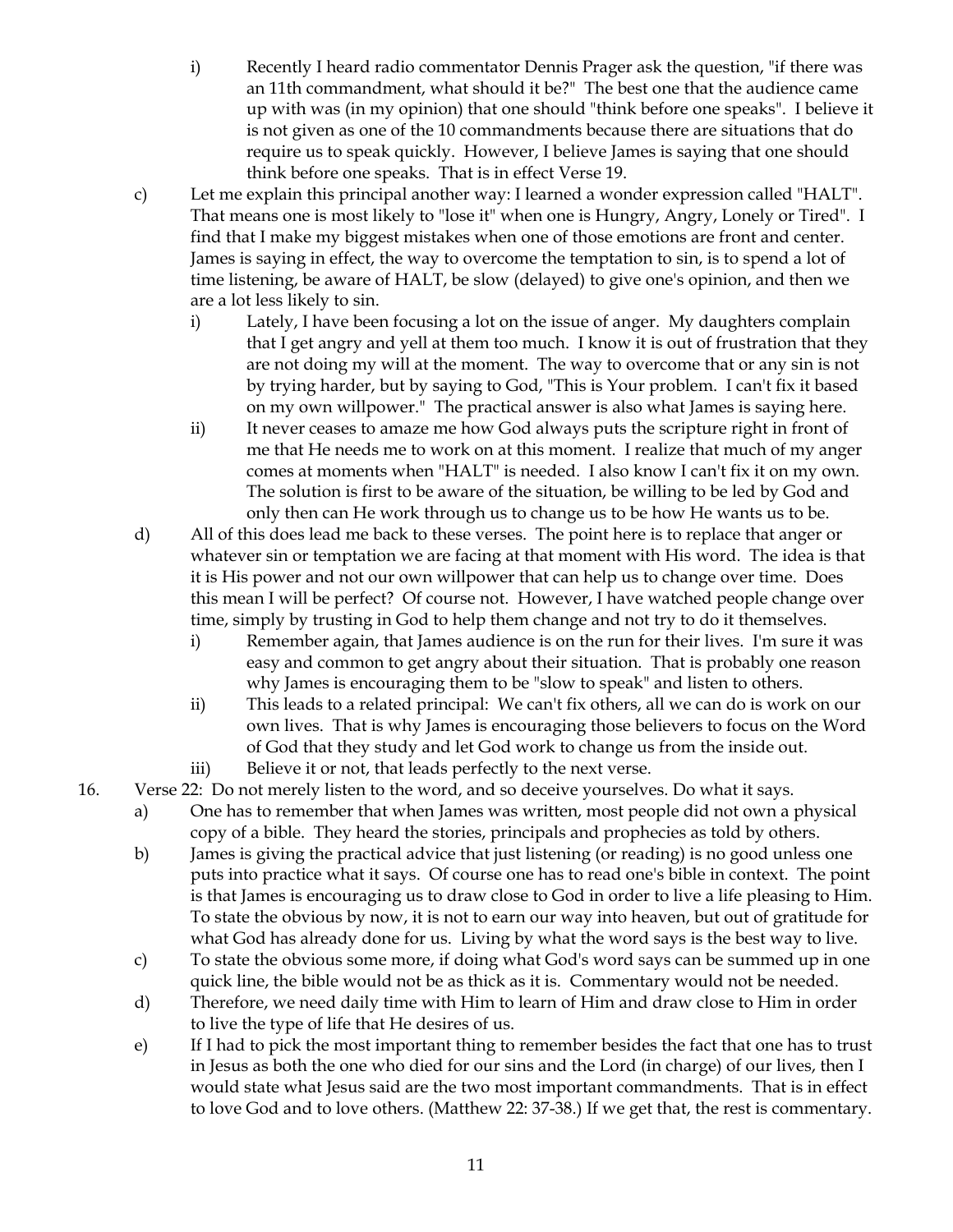i) Recently I heard radio commentator Dennis Prager ask the question, "if there was an 11th commandment, what should it be?" The best one that the audience came up with was (in my opinion) that one should "think before one speaks". I believe it is not given as one of the 10 commandments because there are situations that do require us to speak quickly. However, I believe James is saying that one should think before one speaks. That is in effect Verse 19.

    c) Let me explain this principal another way: I learned a wonder expression called "HALT". That means one is most likely to "lose it" when one is Hungry, Angry, Lonely or Tired". I find that I make my biggest mistakes when one of those emotions are front and center. James is saying in effect, the way to overcome the temptation to sin, is to spend a lot of time listening, be aware of HALT, be slow (delayed) to give one's opinion, and then we are a lot less likely to sin.

        i) Lately, I have been focusing a lot on the issue of anger. My daughters complain that I get angry and yell at them too much. I know it is out of frustration that they are not doing my will at the moment. The way to overcome that or any sin is not by trying harder, but by saying to God, "This is Your problem. I can't fix it based on my own willpower." The practical answer is also what James is saying here.

        ii) It never ceases to amaze me how God always puts the scripture right in front of me that He needs me to work on at this moment. I realize that much of my anger comes at moments when "HALT" is needed. I also know I can't fix it on my own. The solution is first to be aware of the situation, be willing to be led by God and only then can He work through us to change us to be how He wants us to be.

    d) All of this does lead me back to these verses. The point here is to replace that anger or whatever sin or temptation we are facing at that moment with His word. The idea is that it is His power and not our own willpower that can help us to change over time. Does this mean I will be perfect? Of course not. However, I have watched people change over time, simply by trusting in God to help them change and not try to do it themselves.

        i) Remember again, that James audience is on the run for their lives. I'm sure it was easy and common to get angry about their situation. That is probably one reason why James is encouraging them to be "slow to speak" and listen to others.

        ii) This leads to a related principal: We can't fix others, all we can do is work on our own lives. That is why James is encouraging those believers to focus on the Word of God that they study and let God work to change us from the inside out.

        iii) Believe it or not, that leads perfectly to the next verse.

16. Verse 22: Do not merely listen to the word, and so deceive yourselves. Do what it says.

    a) One has to remember that when James was written, most people did not own a physical copy of a bible. They heard the stories, principals and prophecies as told by others.

    b) James is giving the practical advice that just listening (or reading) is no good unless one puts into practice what it says. Of course one has to read one's bible in context. The point is that James is encouraging us to draw close to God in order to live a life pleasing to Him. To state the obvious by now, it is not to earn our way into heaven, but out of gratitude for what God has already done for us. Living by what the word says is the best way to live.

    c) To state the obvious some more, if doing what God's word says can be summed up in one quick line, the bible would not be as thick as it is. Commentary would not be needed.

    d) Therefore, we need daily time with Him to learn of Him and draw close to Him in order to live the type of life that He desires of us.

    e) If I had to pick the most important thing to remember besides the fact that one has to trust in Jesus as both the one who died for our sins and the Lord (in charge) of our lives, then I would state what Jesus said are the two most important commandments. That is in effect to love God and to love others. (Matthew 22: 37-38.) If we get that, the rest is commentary.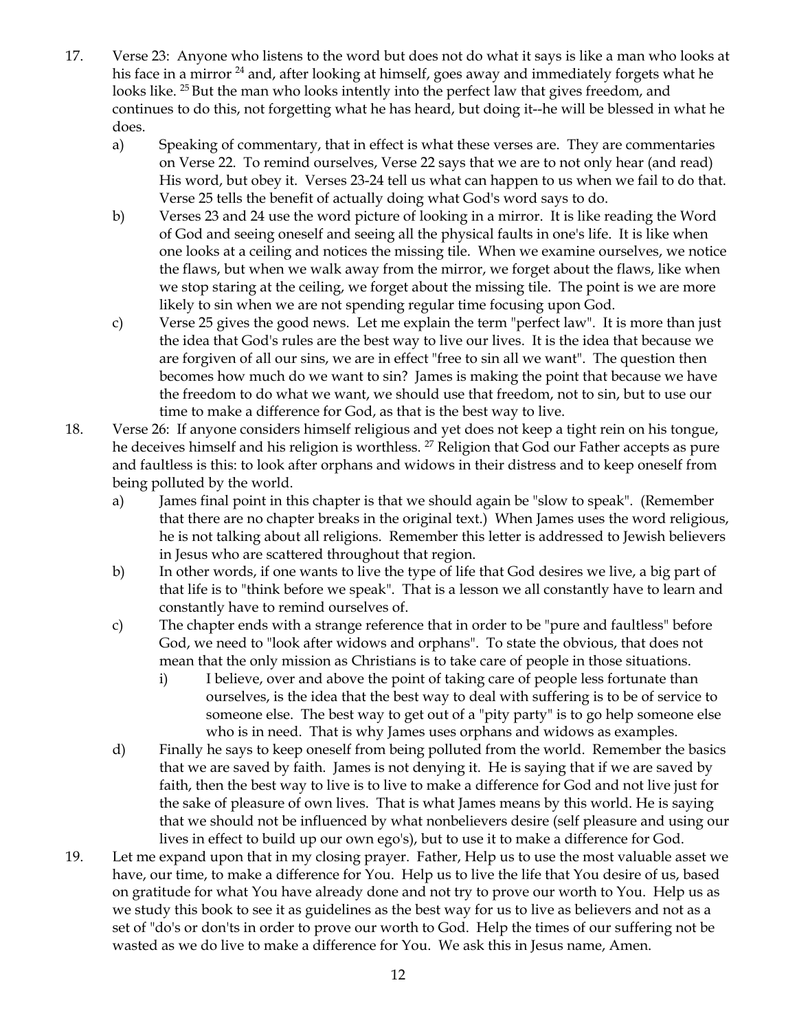17. Verse 23: Anyone who listens to the word but does not do what it says is like a man who looks at his face in a mirror [24] and, after looking at himself, goes away and immediately forgets what he looks like. [25] But the man who looks intently into the perfect law that gives freedom, and continues to do this, not forgetting what he has heard, but doing it--he will be blessed in what he does.
    a) Speaking of commentary, that in effect is what these verses are. They are commentaries on Verse 22. To remind ourselves, Verse 22 says that we are to not only hear (and read) His word, but obey it. Verses 23-24 tell us what can happen to us when we fail to do that. Verse 25 tells the benefit of actually doing what God's word says to do.
    b) Verses 23 and 24 use the word picture of looking in a mirror. It is like reading the Word of God and seeing oneself and seeing all the physical faults in one's life. It is like when one looks at a ceiling and notices the missing tile. When we examine ourselves, we notice the flaws, but when we walk away from the mirror, we forget about the flaws, like when we stop staring at the ceiling, we forget about the missing tile. The point is we are more likely to sin when we are not spending regular time focusing upon God.
    c) Verse 25 gives the good news. Let me explain the term "perfect law". It is more than just the idea that God's rules are the best way to live our lives. It is the idea that because we are forgiven of all our sins, we are in effect "free to sin all we want". The question then becomes how much do we want to sin? James is making the point that because we have the freedom to do what we want, we should use that freedom, not to sin, but to use our time to make a difference for God, as that is the best way to live.
18. Verse 26: If anyone considers himself religious and yet does not keep a tight rein on his tongue, he deceives himself and his religion is worthless. [27] Religion that God our Father accepts as pure and faultless is this: to look after orphans and widows in their distress and to keep oneself from being polluted by the world.
    a) James final point in this chapter is that we should again be "slow to speak". (Remember that there are no chapter breaks in the original text.) When James uses the word religious, he is not talking about all religions. Remember this letter is addressed to Jewish believers in Jesus who are scattered throughout that region.
    b) In other words, if one wants to live the type of life that God desires we live, a big part of that life is to "think before we speak". That is a lesson we all constantly have to learn and constantly have to remind ourselves of.
    c) The chapter ends with a strange reference that in order to be "pure and faultless" before God, we need to "look after widows and orphans". To state the obvious, that does not mean that the only mission as Christians is to take care of people in those situations.
        i) I believe, over and above the point of taking care of people less fortunate than ourselves, is the idea that the best way to deal with suffering is to be of service to someone else. The best way to get out of a "pity party" is to go help someone else who is in need. That is why James uses orphans and widows as examples.
    d) Finally he says to keep oneself from being polluted from the world. Remember the basics that we are saved by faith. James is not denying it. He is saying that if we are saved by faith, then the best way to live is to live to make a difference for God and not live just for the sake of pleasure of own lives. That is what James means by this world. He is saying that we should not be influenced by what nonbelievers desire (self pleasure and using our lives in effect to build up our own ego's), but to use it to make a difference for God.
19. Let me expand upon that in my closing prayer. Father, Help us to use the most valuable asset we have, our time, to make a difference for You. Help us to live the life that You desire of us, based on gratitude for what You have already done and not try to prove our worth to You. Help us as we study this book to see it as guidelines as the best way for us to live as believers and not as a set of "do's or don'ts in order to prove our worth to God. Help the times of our suffering not be wasted as we do live to make a difference for You. We ask this in Jesus name, Amen.